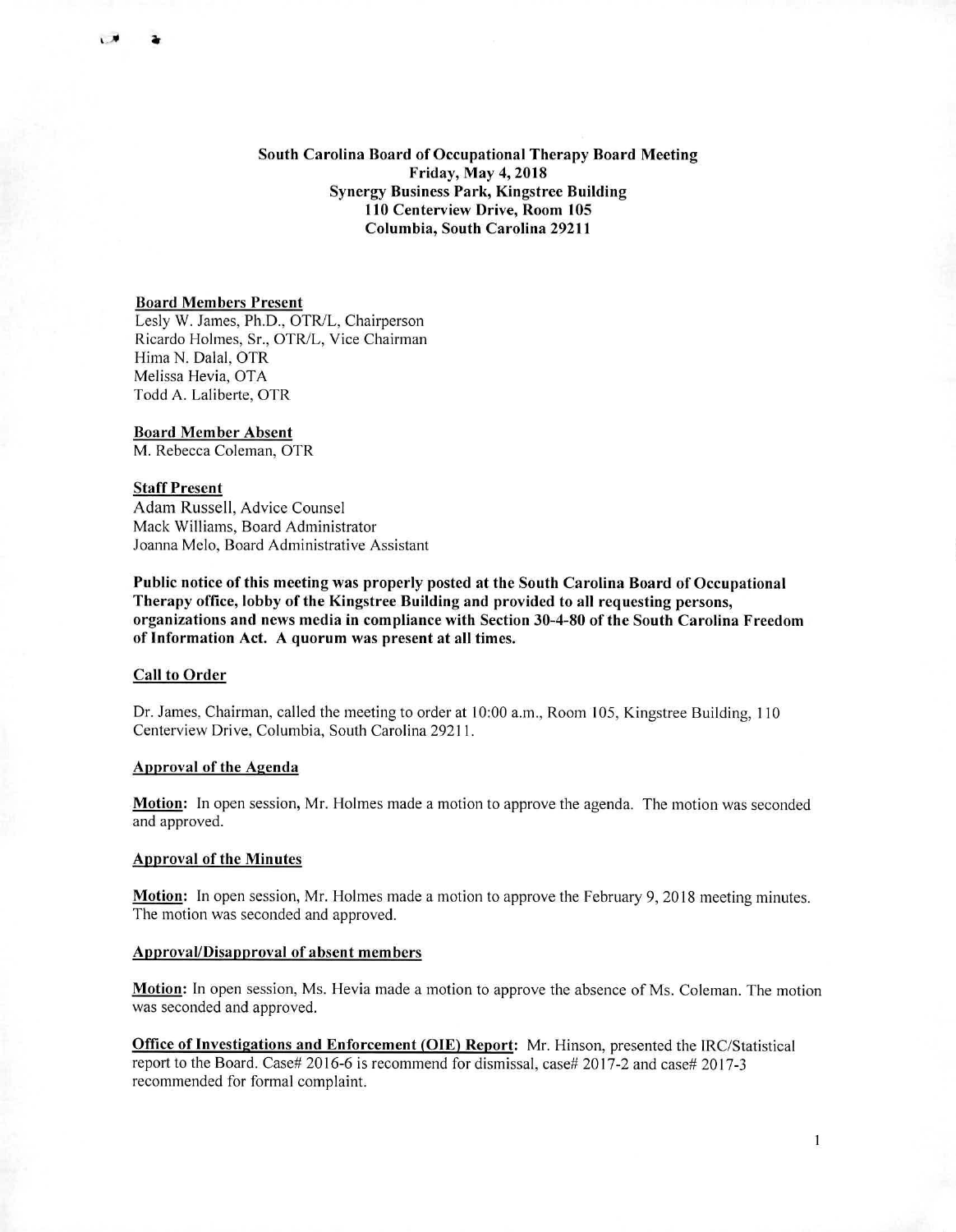**South Carolina Board of Occupational Therapy Board Meeting**
**Friday, May 4, 2018**
**Synergy Business Park, Kingstree Building**
**110 Centerview Drive, Room 105**
**Columbia, South Carolina 29211**

**Board Members Present**

Lesly W. James, Ph.D., OTR/L, Chairperson
Ricardo Holmes, Sr., OTR/L, Vice Chairman
Hima N. Dalal, OTR
Melissa Hevia, OTA
Todd A. Laliberte, OTR

**Board Member Absent**

M. Rebecca Coleman, OTR

**Staff Present**

Adam Russell, Advice Counsel
Mack Williams, Board Administrator
Joanna Melo, Board Administrative Assistant

**Public notice of this meeting was properly posted at the South Carolina Board of Occupational Therapy office, lobby of the Kingstree Building and provided to all requesting persons, organizations and news media in compliance with Section 30-4-80 of the South Carolina Freedom of Information Act. A quorum was present at all times.**

**Call to Order**

Dr. James, Chairman, called the meeting to order at 10:00 a.m., Room 105, Kingstree Building, 110 Centerview Drive, Columbia, South Carolina 29211.

**Approval of the Agenda**

**Motion:** In open session, Mr. Holmes made a motion to approve the agenda. The motion was seconded and approved.

**Approval of the Minutes**

**Motion:** In open session, Mr. Holmes made a motion to approve the February 9, 2018 meeting minutes. The motion was seconded and approved.

**Approval/Disapproval of absent members**

**Motion:** In open session, Ms. Hevia made a motion to approve the absence of Ms. Coleman. The motion was seconded and approved.

**Office of Investigations and Enforcement (OIE) Report:** Mr. Hinson, presented the IRC/Statistical report to the Board. Case# 2016-6 is recommend for dismissal, case# 2017-2 and case# 2017-3 recommended for formal complaint.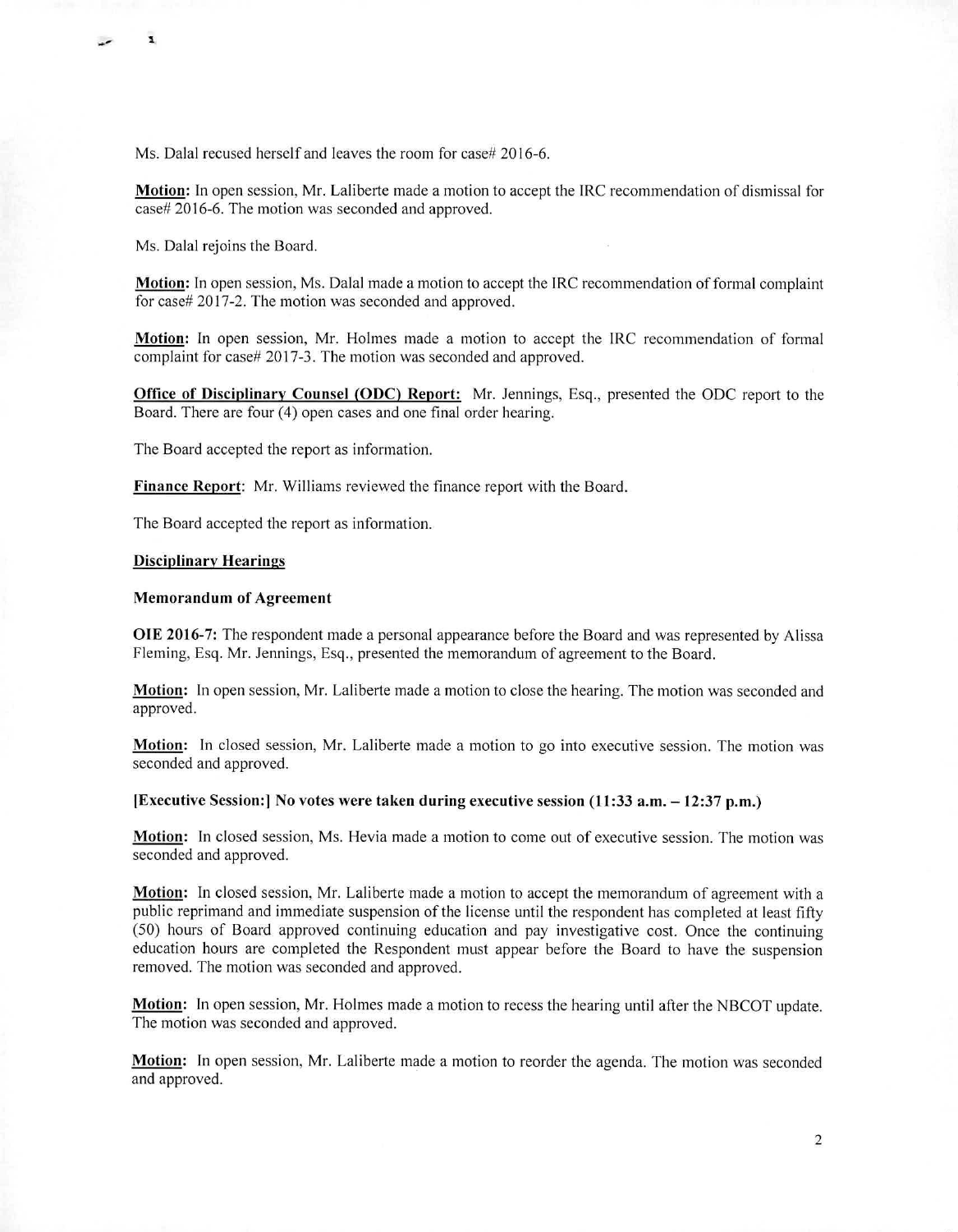Ms. Dalal recused herself and leaves the room for case# 2016-6.

**Motion:** In open session, Mr. Laliberte made a motion to accept the IRC recommendation of dismissal for case# 2016-6. The motion was seconded and approved.

Ms. Dalal rejoins the Board.

**Motion:** In open session, Ms. Dalal made a motion to accept the IRC recommendation of formal complaint for case# 2017-2. The motion was seconded and approved.

**Motion:** In open session, Mr. Holmes made a motion to accept the IRC recommendation of formal complaint for case# 2017-3. The motion was seconded and approved.

**Office of Disciplinary Counsel (ODC) Report:** Mr. Jennings, Esq., presented the ODC report to the Board. There are four (4) open cases and one final order hearing.

The Board accepted the report as information.

**Finance Report:** Mr. Williams reviewed the finance report with the Board.

The Board accepted the report as information.

**Disciplinary Hearings**

**Memorandum of Agreement**

**OIE 2016-7:** The respondent made a personal appearance before the Board and was represented by Alissa Fleming, Esq. Mr. Jennings, Esq., presented the memorandum of agreement to the Board.

**Motion:** In open session, Mr. Laliberte made a motion to close the hearing. The motion was seconded and approved.

**Motion:** In closed session, Mr. Laliberte made a motion to go into executive session. The motion was seconded and approved.

**[Executive Session:] No votes were taken during executive session (11:33 a.m. – 12:37 p.m.)**

**Motion:** In closed session, Ms. Hevia made a motion to come out of executive session. The motion was seconded and approved.

**Motion:** In closed session, Mr. Laliberte made a motion to accept the memorandum of agreement with a public reprimand and immediate suspension of the license until the respondent has completed at least fifty (50) hours of Board approved continuing education and pay investigative cost. Once the continuing education hours are completed the Respondent must appear before the Board to have the suspension removed. The motion was seconded and approved.

**Motion:** In open session, Mr. Holmes made a motion to recess the hearing until after the NBCOT update. The motion was seconded and approved.

**Motion:** In open session, Mr. Laliberte made a motion to reorder the agenda. The motion was seconded and approved.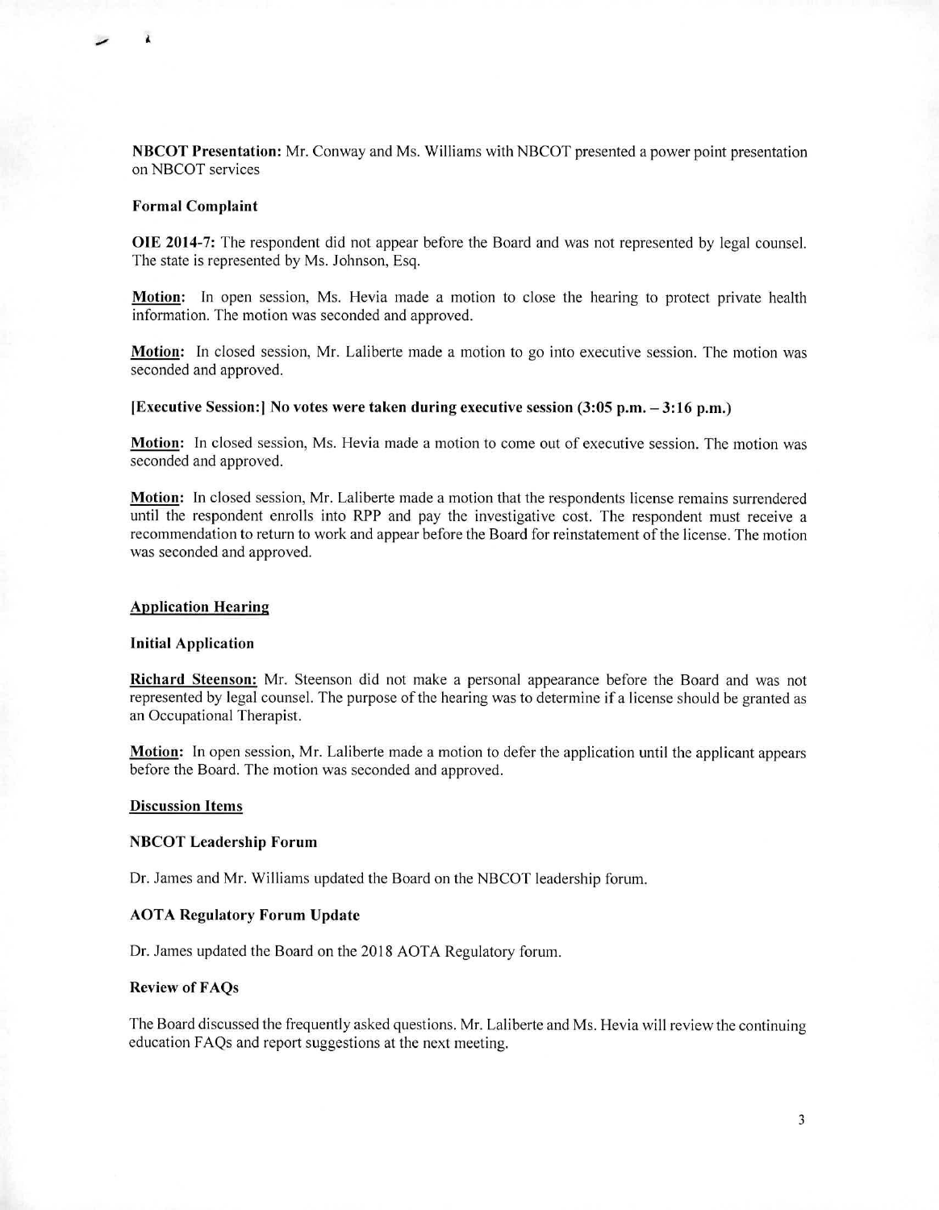**NBCOT Presentation:** Mr. Conway and Ms. Williams with NBCOT presented a power point presentation on NBCOT services

**Formal Complaint**

**OIE 2014-7:** The respondent did not appear before the Board and was not represented by legal counsel. The state is represented by Ms. Johnson, Esq.

**Motion:** In open session, Ms. Hevia made a motion to close the hearing to protect private health information. The motion was seconded and approved.

**Motion:** In closed session, Mr. Laliberte made a motion to go into executive session. The motion was seconded and approved.

**[Executive Session:] No votes were taken during executive session (3:05 p.m. – 3:16 p.m.)**

**Motion:** In closed session, Ms. Hevia made a motion to come out of executive session. The motion was seconded and approved.

**Motion:** In closed session, Mr. Laliberte made a motion that the respondents license remains surrendered until the respondent enrolls into RPP and pay the investigative cost. The respondent must receive a recommendation to return to work and appear before the Board for reinstatement of the license. The motion was seconded and approved.

## Application Hearing

**Initial Application**

**Richard Steenson:** Mr. Steenson did not make a personal appearance before the Board and was not represented by legal counsel. The purpose of the hearing was to determine if a license should be granted as an Occupational Therapist.

**Motion:** In open session, Mr. Laliberte made a motion to defer the application until the applicant appears before the Board. The motion was seconded and approved.

## Discussion Items

**NBCOT Leadership Forum**

Dr. James and Mr. Williams updated the Board on the NBCOT leadership forum.

**AOTA Regulatory Forum Update**

Dr. James updated the Board on the 2018 AOTA Regulatory forum.

**Review of FAQs**

The Board discussed the frequently asked questions. Mr. Laliberte and Ms. Hevia will review the continuing education FAQs and report suggestions at the next meeting.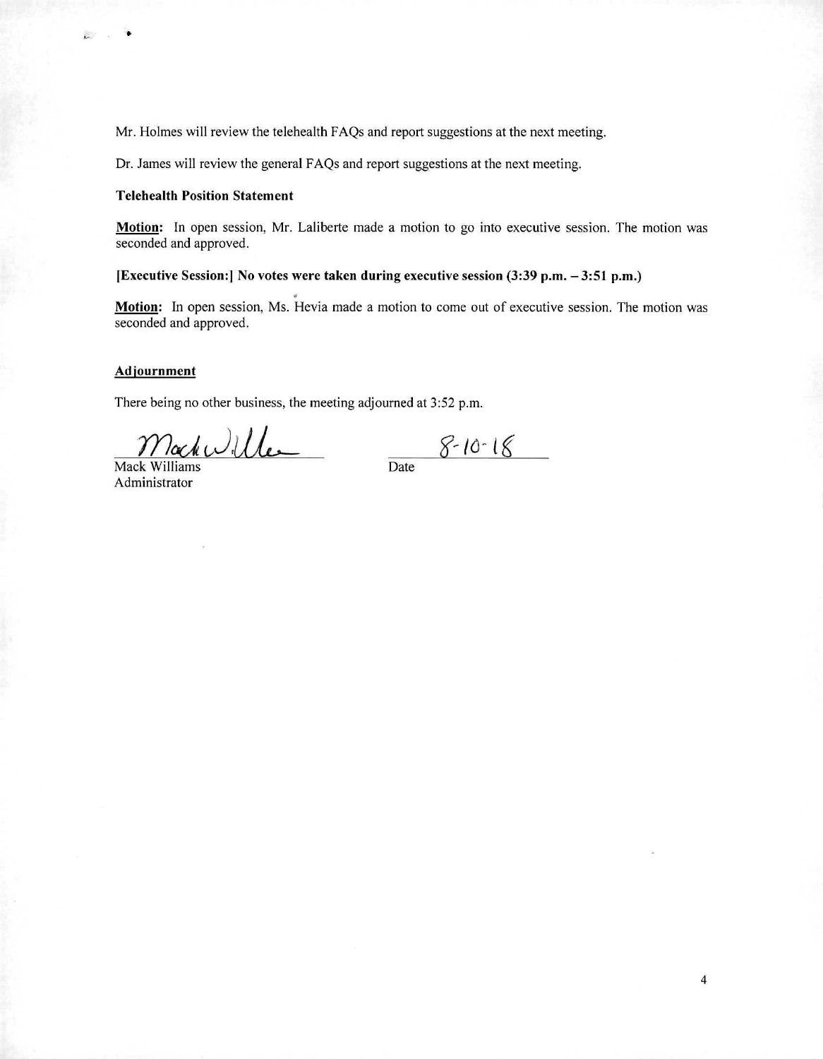Mr. Holmes will review the telehealth FAQs and report suggestions at the next meeting.

Dr. James will review the general FAQs and report suggestions at the next meeting.

**Telehealth Position Statement**

**Motion:** In open session, Mr. Laliberte made a motion to go into executive session. The motion was seconded and approved.

**[Executive Session:] No votes were taken during executive session (3:39 p.m. – 3:51 p.m.)**

**Motion:** In open session, Ms. Hevia made a motion to come out of executive session. The motion was seconded and approved.

**Adjournment**

There being no other business, the meeting adjourned at 3:52 p.m.

Mack Williams
Administrator

8-10-18
Date